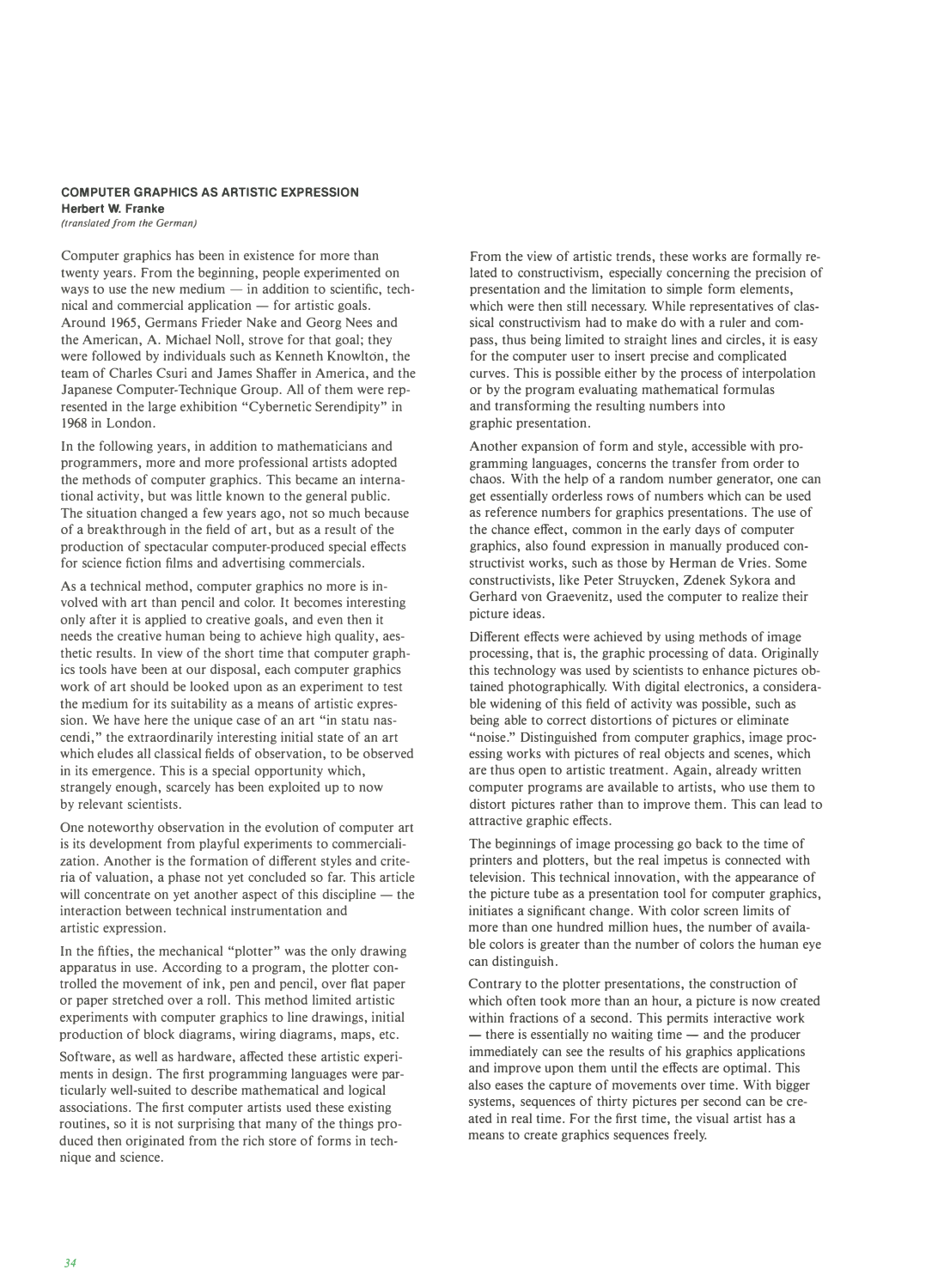## COMPUTER GRAPHICS AS ARTISTIC EXPRESSION

**Herbert W. Franke**

*(translated from the German)*

Computer graphics has been in existence for more than twenty years. From the beginning, people experimented on ways to use the new medium — in addition to scientific, technical and commercial application — for artistic goals. Around 1965, Germans Frieder Nake and Georg Nees and the American, A. Michael Noll, strove for that goal; they were followed by individuals such as Kenneth Knowlton, the team of Charles Csuri and James Shaffer in America, and the Japanese Computer-Technique Group. All of them were represented in the large exhibition "Cybernetic Serendipity" in 1968 in London.

In the following years, in addition to mathematicians and programmers, more and more professional artists adopted the methods of computer graphics. This became an international activity, but was little known to the general public. The situation changed a few years ago, not so much because of a breakthrough in the field of art, but as a result of the production of spectacular computer-produced special effects for science fiction films and advertising commercials.

As a technical method, computer graphics no more is involved with art than pencil and color. It becomes interesting only after it is applied to creative goals, and even then it needs the creative human being to achieve high quality, aesthetic results. In view of the short time that computer graphics tools have been at our disposal, each computer graphics work of art should be looked upon as an experiment to test the medium for its suitability as a means of artistic expression. We have here the unique case of an art "in statu nascendi," the extraordinarily interesting initial state of an art which eludes all classical fields of observation, to be observed in its emergence. This is a special opportunity which, strangely enough, scarcely has been exploited up to now by relevant scientists.

One noteworthy observation in the evolution of computer art is its development from playful experiments to commercialization. Another is the formation of different styles and criteria of valuation, a phase not yet concluded so far. This article will concentrate on yet another aspect of this discipline — the interaction between technical instrumentation and artistic expression.

In the fifties, the mechanical "plotter" was the only drawing apparatus in use. According to a program, the plotter controlled the movement of ink, pen and pencil, over flat paper or paper stretched over a roll. This method limited artistic experiments with computer graphics to line drawings, initial production of block diagrams, wiring diagrams, maps, etc.

Software, as well as hardware, affected these artistic experiments in design. The first programming languages were particularly well-suited to describe mathematical and logical associations. The first computer artists used these existing routines, so it is not surprising that many of the things produced then originated from the rich store of forms in technique and science.

From the view of artistic trends, these works are formally related to constructivism, especially concerning the precision of presentation and the limitation to simple form elements, which were then still necessary. While representatives of classical constructivism had to make do with a ruler and compass, thus being limited to straight lines and circles, it is easy for the computer user to insert precise and complicated curves. This is possible either by the process of interpolation or by the program evaluating mathematical formulas and transforming the resulting numbers into graphic presentation.

Another expansion of form and style, accessible with programming languages, concerns the transfer from order to chaos. With the help of a random number generator, one can get essentially orderless rows of numbers which can be used as reference numbers for graphics presentations. The use of the chance effect, common in the early days of computer graphics, also found expression in manually produced constructivist works, such as those by Herman de Vries. Some constructivists, like Peter Struycken, Zdenek Sykora and Gerhard von Graevenitz, used the computer to realize their picture ideas.

Different effects were achieved by using methods of image processing, that is, the graphic processing of data. Originally this technology was used by scientists to enhance pictures obtained photographically. With digital electronics, a considerable widening of this field of activity was possible, such as being able to correct distortions of pictures or eliminate "noise." Distinguished from computer graphics, image processing works with pictures of real objects and scenes, which are thus open to artistic treatment. Again, already written computer programs are available to artists, who use them to distort pictures rather than to improve them. This can lead to attractive graphic effects.

The beginnings of image processing go back to the time of printers and plotters, but the real impetus is connected with television. This technical innovation, with the appearance of the picture tube as a presentation tool for computer graphics, initiates a significant change. With color screen limits of more than one hundred million hues, the number of available colors is greater than the number of colors the human eye can distinguish.

Contrary to the plotter presentations, the construction of which often took more than an hour, a picture is now created within fractions of a second. This permits interactive work — there is essentially no waiting time — and the producer immediately can see the results of his graphics applications and improve upon them until the effects are optimal. This also eases the capture of movements over time. With bigger systems, sequences of thirty pictures per second can be created in real time. For the first time, the visual artist has a means to create graphics sequences freely.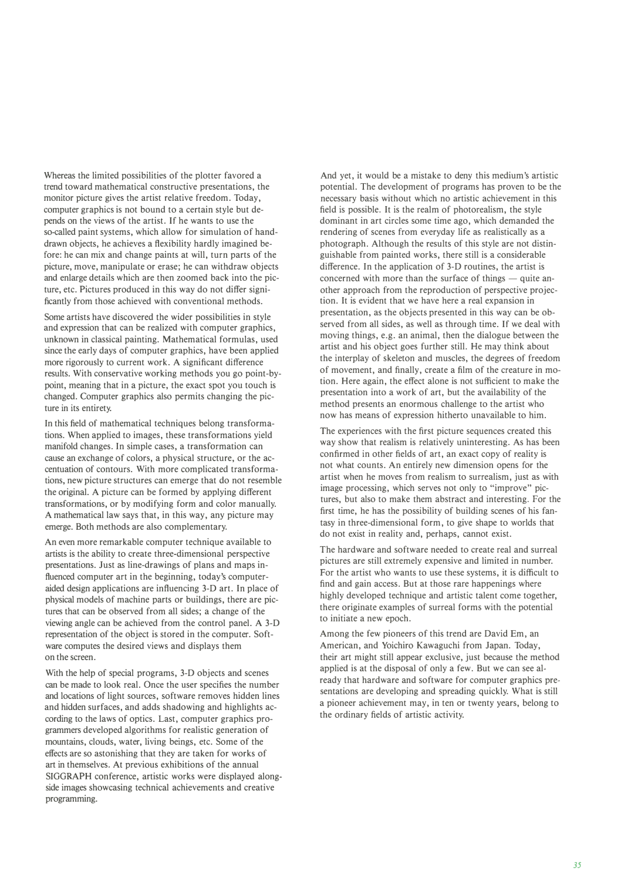Whereas the limited possibilities of the plotter favored a trend toward mathematical constructive presentations, the monitor picture gives the artist relative freedom. Today, computer graphics is not bound to a certain style but depends on the views of the artist. If he wants to use the so-called paint systems, which allow for simulation of hand-drawn objects, he achieves a flexibility hardly imagined before: he can mix and change paints at will, turn parts of the picture, move, manipulate or erase; he can withdraw objects and enlarge details which are then zoomed back into the picture, etc. Pictures produced in this way do not differ significantly from those achieved with conventional methods.

Some artists have discovered the wider possibilities in style and expression that can be realized with computer graphics, unknown in classical painting. Mathematical formulas, used since the early days of computer graphics, have been applied more rigorously to current work. A significant difference results. With conservative working methods you go point-by-point, meaning that in a picture, the exact spot you touch is changed. Computer graphics also permits changing the picture in its entirety.

In this field of mathematical techniques belong transformations. When applied to images, these transformations yield manifold changes. In simple cases, a transformation can cause an exchange of colors, a physical structure, or the accentuation of contours. With more complicated transformations, new picture structures can emerge that do not resemble the original. A picture can be formed by applying different transformations, or by modifying form and color manually. A mathematical law says that, in this way, any picture may emerge. Both methods are also complementary.

An even more remarkable computer technique available to artists is the ability to create three-dimensional perspective presentations. Just as line-drawings of plans and maps influenced computer art in the beginning, today's computer-aided design applications are influencing 3-D art. In place of physical models of machine parts or buildings, there are pictures that can be observed from all sides; a change of the viewing angle can be achieved from the control panel. A 3-D representation of the object is stored in the computer. Software computes the desired views and displays them on the screen.

With the help of special programs, 3-D objects and scenes can be made to look real. Once the user specifies the number and locations of light sources, software removes hidden lines and hidden surfaces, and adds shadowing and highlights according to the laws of optics. Last, computer graphics programmers developed algorithms for realistic generation of mountains, clouds, water, living beings, etc. Some of the effects are so astonishing that they are taken for works of art in themselves. At previous exhibitions of the annual SIGGRAPH conference, artistic works were displayed alongside images showcasing technical achievements and creative programming.

And yet, it would be a mistake to deny this medium's artistic potential. The development of programs has proven to be the necessary basis without which no artistic achievement in this field is possible. It is the realm of photorealism, the style dominant in art circles some time ago, which demanded the rendering of scenes from everyday life as realistically as a photograph. Although the results of this style are not distinguishable from painted works, there still is a considerable difference. In the application of 3-D routines, the artist is concerned with more than the surface of things — quite another approach from the reproduction of perspective projection. It is evident that we have here a real expansion in presentation, as the objects presented in this way can be observed from all sides, as well as through time. If we deal with moving things, e.g. an animal, then the dialogue between the artist and his object goes further still. He may think about the interplay of skeleton and muscles, the degrees of freedom of movement, and finally, create a film of the creature in motion. Here again, the effect alone is not sufficient to make the presentation into a work of art, but the availability of the method presents an enormous challenge to the artist who now has means of expression hitherto unavailable to him.

The experiences with the first picture sequences created this way show that realism is relatively uninteresting. As has been confirmed in other fields of art, an exact copy of reality is not what counts. An entirely new dimension opens for the artist when he moves from realism to surrealism, just as with image processing, which serves not only to "improve" pictures, but also to make them abstract and interesting. For the first time, he has the possibility of building scenes of his fantasy in three-dimensional form, to give shape to worlds that do not exist in reality and, perhaps, cannot exist.

The hardware and software needed to create real and surreal pictures are still extremely expensive and limited in number. For the artist who wants to use these systems, it is difficult to find and gain access. But at those rare happenings where highly developed technique and artistic talent come together, there originate examples of surreal forms with the potential to initiate a new epoch.

Among the few pioneers of this trend are David Em, an American, and Yoichiro Kawaguchi from Japan. Today, their art might still appear exclusive, just because the method applied is at the disposal of only a few. But we can see already that hardware and software for computer graphics presentations are developing and spreading quickly. What is still a pioneer achievement may, in ten or twenty years, belong to the ordinary fields of artistic activity.